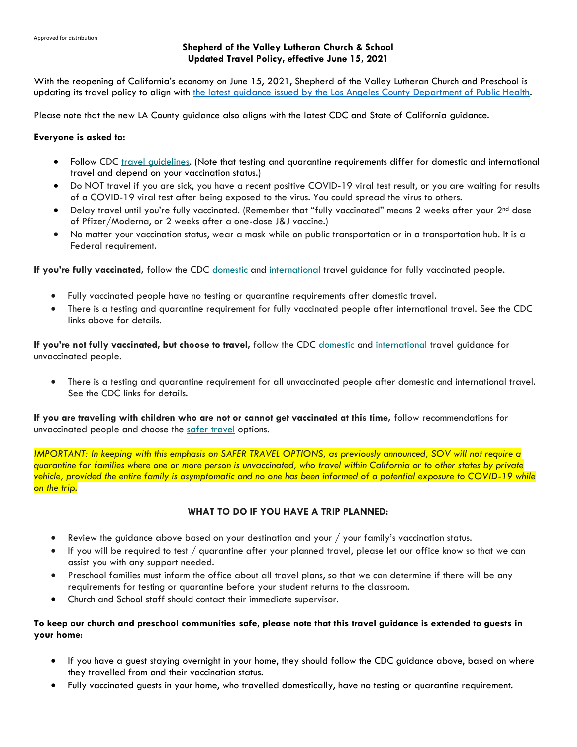Approved for distribution

**Shepherd of the Valley Lutheran Church & School**
**Updated Travel Policy, effective June 15, 2021**

With the reopening of California's economy on June 15, 2021, Shepherd of the Valley Lutheran Church and Preschool is updating its travel policy to align with the latest guidance issued by the Los Angeles County Department of Public Health.

Please note that the new LA County guidance also aligns with the latest CDC and State of California guidance.

**Everyone is asked to:**

- Follow CDC travel guidelines. (Note that testing and quarantine requirements differ for domestic and international travel and depend on your vaccination status.)
- Do NOT travel if you are sick, you have a recent positive COVID-19 viral test result, or you are waiting for results of a COVID-19 viral test after being exposed to the virus. You could spread the virus to others.
- Delay travel until you're fully vaccinated. (Remember that "fully vaccinated" means 2 weeks after your 2nd dose of Pfizer/Moderna, or 2 weeks after a one-dose J&J vaccine.)
- No matter your vaccination status, wear a mask while on public transportation or in a transportation hub. It is a Federal requirement.

**If you're fully vaccinated**, follow the CDC domestic and international travel guidance for fully vaccinated people.

- Fully vaccinated people have no testing or quarantine requirements after domestic travel.
- There is a testing and quarantine requirement for fully vaccinated people after international travel. See the CDC links above for details.

**If you're not fully vaccinated, but choose to travel**, follow the CDC domestic and international travel guidance for unvaccinated people.

- There is a testing and quarantine requirement for all unvaccinated people after domestic and international travel. See the CDC links for details.

**If you are traveling with children who are not or cannot get vaccinated at this time**, follow recommendations for unvaccinated people and choose the safer travel options.

*IMPORTANT: In keeping with this emphasis on SAFER TRAVEL OPTIONS, as previously announced, SOV will not require a quarantine for families where one or more person is unvaccinated, who travel within California or to other states by private vehicle, provided the entire family is asymptomatic and no one has been informed of a potential exposure to COVID-19 while on the trip.*

**WHAT TO DO IF YOU HAVE A TRIP PLANNED:**

- Review the guidance above based on your destination and your / your family's vaccination status.
- If you will be required to test / quarantine after your planned travel, please let our office know so that we can assist you with any support needed.
- Preschool families must inform the office about all travel plans, so that we can determine if there will be any requirements for testing or quarantine before your student returns to the classroom.
- Church and School staff should contact their immediate supervisor.

**To keep our church and preschool communities safe, please note that this travel guidance is extended to guests in your home:**

- If you have a guest staying overnight in your home, they should follow the CDC guidance above, based on where they travelled from and their vaccination status.
- Fully vaccinated guests in your home, who travelled domestically, have no testing or quarantine requirement.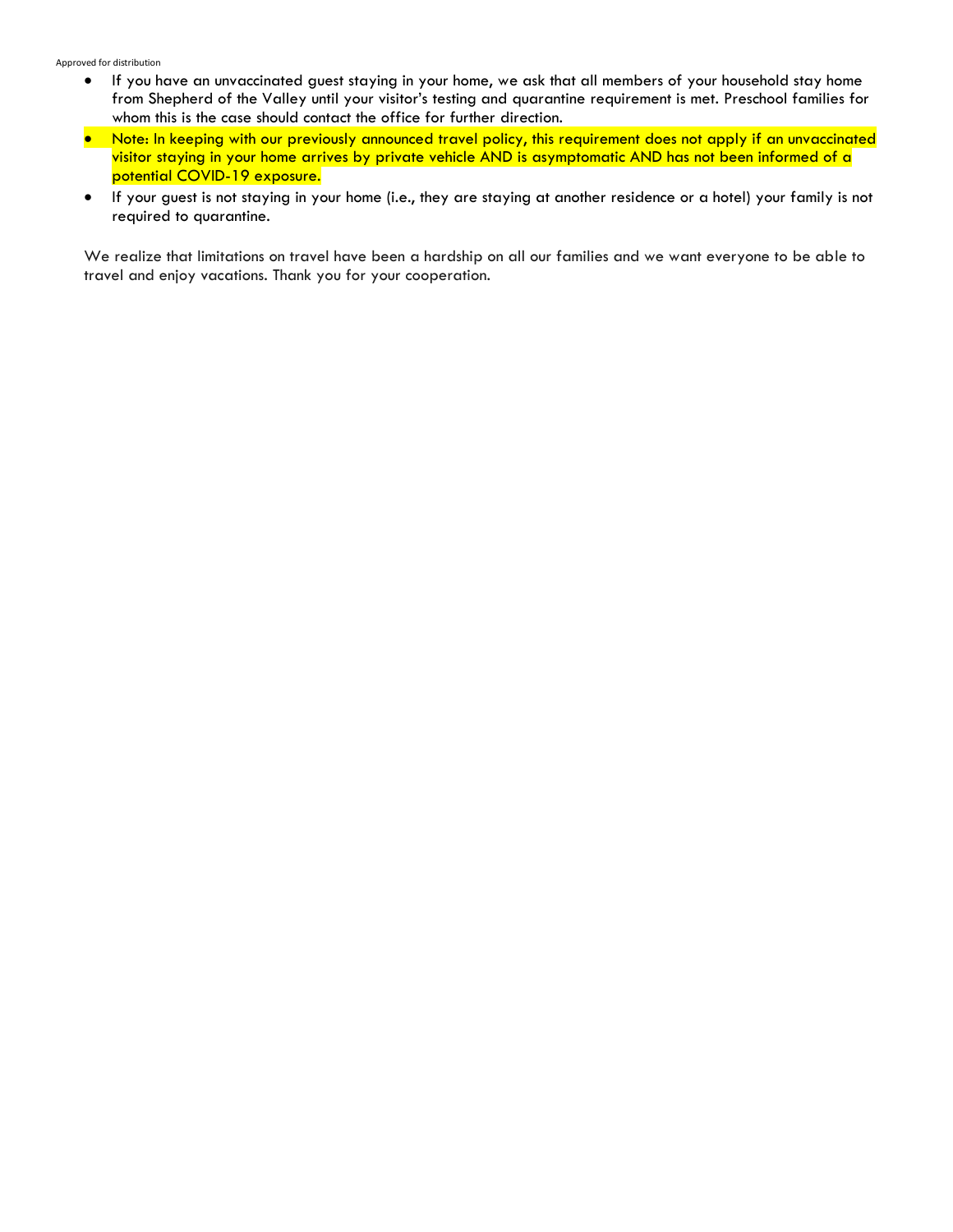Approved for distribution

- If you have an unvaccinated guest staying in your home, we ask that all members of your household stay home from Shepherd of the Valley until your visitor's testing and quarantine requirement is met. Preschool families for whom this is the case should contact the office for further direction.
- Note: In keeping with our previously announced travel policy, this requirement does not apply if an unvaccinated visitor staying in your home arrives by private vehicle AND is asymptomatic AND has not been informed of a potential COVID-19 exposure.
- If your guest is not staying in your home (i.e., they are staying at another residence or a hotel) your family is not required to quarantine.

We realize that limitations on travel have been a hardship on all our families and we want everyone to be able to travel and enjoy vacations. Thank you for your cooperation.